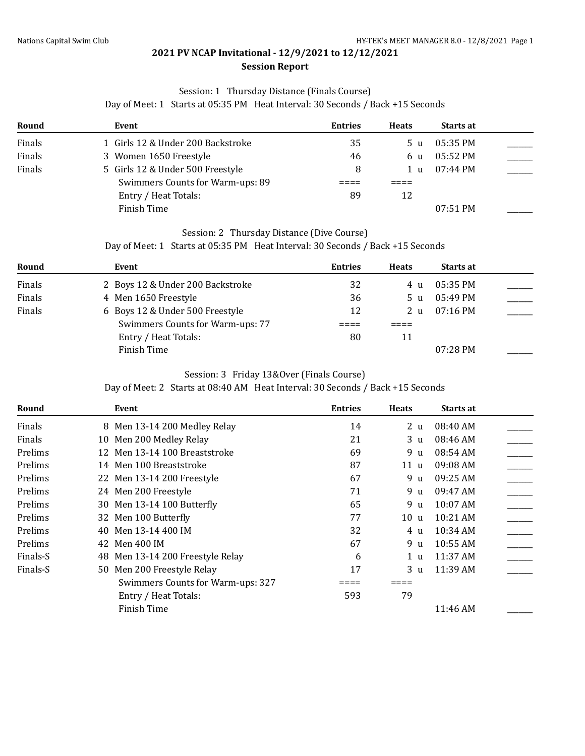# 2021 PV NCAP Invitational - 12/9/2021 to 12/12/2021

## Session Report

### Session: 1 Thursday Distance (Finals Course)

Day of Meet: 1 Starts at 05:35 PM Heat Interval: 30 Seconds / Back +15 Seconds

| Round | Event | Entries | Heats | Starts at | |
|---|---|---|---|---|---|
| Finals | 1 Girls 12 & Under 200 Backstroke | 35 | 5 u | 05:35 PM | ______ |
| Finals | 3 Women 1650 Freestyle | 46 | 6 u | 05:52 PM | ______ |
| Finals | 5 Girls 12 & Under 500 Freestyle | 8 | 1 u | 07:44 PM | ______ |
| | Swimmers Counts for Warm-ups: 89 | ==== | ==== | | |
| | Entry / Heat Totals: | 89 | 12 | | |
| | Finish Time | | | 07:51 PM | ______ |

### Session: 2 Thursday Distance (Dive Course)

Day of Meet: 1 Starts at 05:35 PM Heat Interval: 30 Seconds / Back +15 Seconds

| Round | Event | Entries | Heats | Starts at | |
|---|---|---|---|---|---|
| Finals | 2 Boys 12 & Under 200 Backstroke | 32 | 4 u | 05:35 PM | ______ |
| Finals | 4 Men 1650 Freestyle | 36 | 5 u | 05:49 PM | ______ |
| Finals | 6 Boys 12 & Under 500 Freestyle | 12 | 2 u | 07:16 PM | ______ |
| | Swimmers Counts for Warm-ups: 77 | ==== | ==== | | |
| | Entry / Heat Totals: | 80 | 11 | | |
| | Finish Time | | | 07:28 PM | ______ |

### Session: 3 Friday 13&Over (Finals Course)

Day of Meet: 2 Starts at 08:40 AM Heat Interval: 30 Seconds / Back +15 Seconds

| Round | Event | Entries | Heats | Starts at | |
|---|---|---|---|---|---|
| Finals | 8 Men 13-14 200 Medley Relay | 14 | 2 u | 08:40 AM | ______ |
| Finals | 10 Men 200 Medley Relay | 21 | 3 u | 08:46 AM | ______ |
| Prelims | 12 Men 13-14 100 Breaststroke | 69 | 9 u | 08:54 AM | ______ |
| Prelims | 14 Men 100 Breaststroke | 87 | 11 u | 09:08 AM | ______ |
| Prelims | 22 Men 13-14 200 Freestyle | 67 | 9 u | 09:25 AM | ______ |
| Prelims | 24 Men 200 Freestyle | 71 | 9 u | 09:47 AM | ______ |
| Prelims | 30 Men 13-14 100 Butterfly | 65 | 9 u | 10:07 AM | ______ |
| Prelims | 32 Men 100 Butterfly | 77 | 10 u | 10:21 AM | ______ |
| Prelims | 40 Men 13-14 400 IM | 32 | 4 u | 10:34 AM | ______ |
| Prelims | 42 Men 400 IM | 67 | 9 u | 10:55 AM | ______ |
| Finals-S | 48 Men 13-14 200 Freestyle Relay | 6 | 1 u | 11:37 AM | ______ |
| Finals-S | 50 Men 200 Freestyle Relay | 17 | 3 u | 11:39 AM | ______ |
| | Swimmers Counts for Warm-ups: 327 | ==== | ==== | | |
| | Entry / Heat Totals: | 593 | 79 | | |
| | Finish Time | | | 11:46 AM | ______ |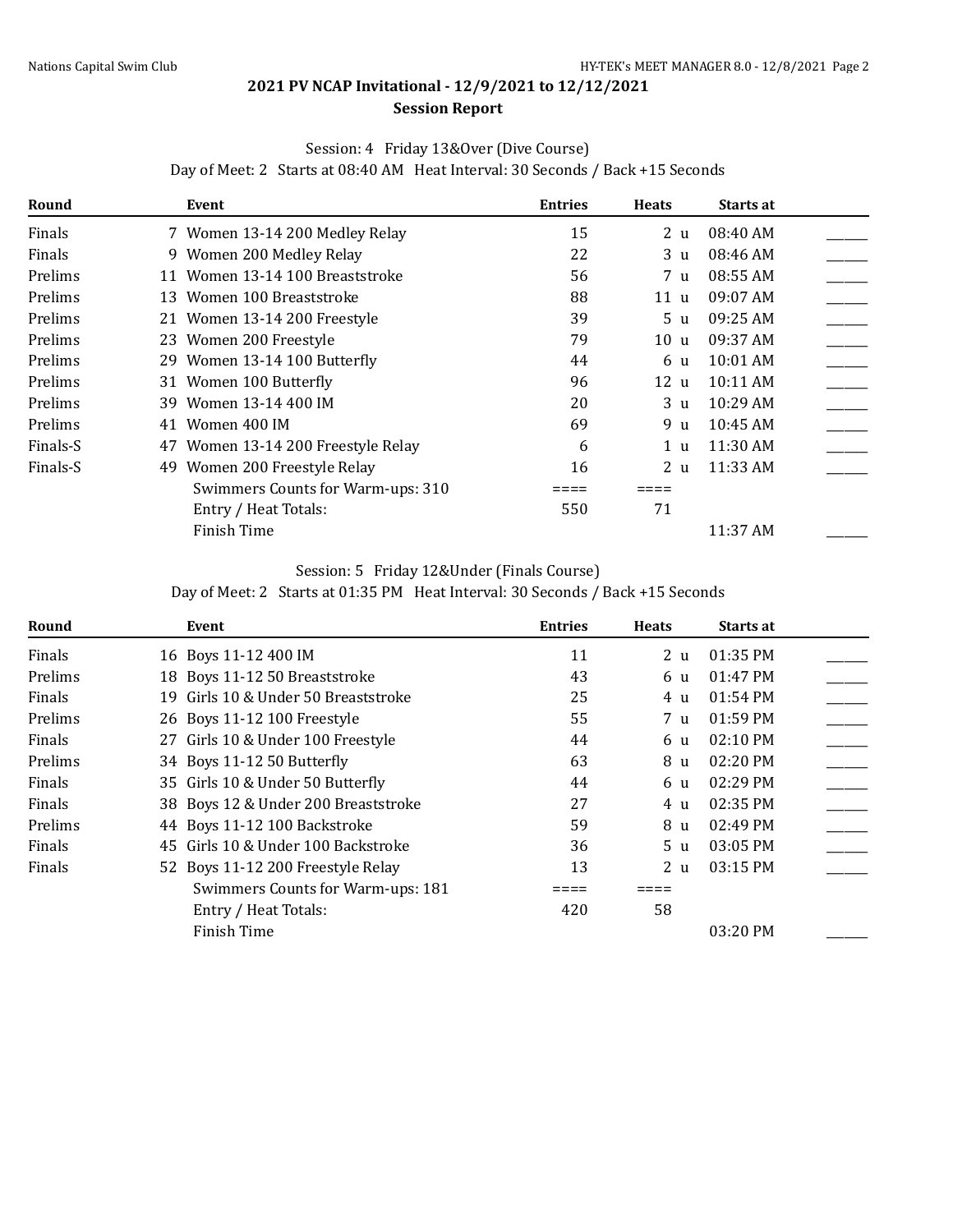## 2021 PV NCAP Invitational - 12/9/2021 to 12/12/2021

### Session Report

Session: 4 Friday 13&Over (Dive Course)

Day of Meet: 2 Starts at 08:40 AM Heat Interval: 30 Seconds / Back +15 Seconds

| Round | | Event | Entries | Heats | | Starts at | |
|---|---|---|---|---|---|---|---|
| Finals | 7 | Women 13-14 200 Medley Relay | 15 | 2 | u | 08:40 AM | ______ |
| Finals | 9 | Women 200 Medley Relay | 22 | 3 | u | 08:46 AM | ______ |
| Prelims | 11 | Women 13-14 100 Breaststroke | 56 | 7 | u | 08:55 AM | ______ |
| Prelims | 13 | Women 100 Breaststroke | 88 | 11 | u | 09:07 AM | ______ |
| Prelims | 21 | Women 13-14 200 Freestyle | 39 | 5 | u | 09:25 AM | ______ |
| Prelims | 23 | Women 200 Freestyle | 79 | 10 | u | 09:37 AM | ______ |
| Prelims | 29 | Women 13-14 100 Butterfly | 44 | 6 | u | 10:01 AM | ______ |
| Prelims | 31 | Women 100 Butterfly | 96 | 12 | u | 10:11 AM | ______ |
| Prelims | 39 | Women 13-14 400 IM | 20 | 3 | u | 10:29 AM | ______ |
| Prelims | 41 | Women 400 IM | 69 | 9 | u | 10:45 AM | ______ |
| Finals-S | 47 | Women 13-14 200 Freestyle Relay | 6 | 1 | u | 11:30 AM | ______ |
| Finals-S | 49 | Women 200 Freestyle Relay | 16 | 2 | u | 11:33 AM | ______ |
| | | Swimmers Counts for Warm-ups: 310 | ==== | ==== | | | |
| | | Entry / Heat Totals: | 550 | 71 | | | |
| | | Finish Time | | | | 11:37 AM | ______ |

Session: 5 Friday 12&Under (Finals Course)

Day of Meet: 2 Starts at 01:35 PM Heat Interval: 30 Seconds / Back +15 Seconds

| Round | | Event | Entries | Heats | | Starts at | |
|---|---|---|---|---|---|---|---|
| Finals | 16 | Boys 11-12 400 IM | 11 | 2 | u | 01:35 PM | ______ |
| Prelims | 18 | Boys 11-12 50 Breaststroke | 43 | 6 | u | 01:47 PM | ______ |
| Finals | 19 | Girls 10 & Under 50 Breaststroke | 25 | 4 | u | 01:54 PM | ______ |
| Prelims | 26 | Boys 11-12 100 Freestyle | 55 | 7 | u | 01:59 PM | ______ |
| Finals | 27 | Girls 10 & Under 100 Freestyle | 44 | 6 | u | 02:10 PM | ______ |
| Prelims | 34 | Boys 11-12 50 Butterfly | 63 | 8 | u | 02:20 PM | ______ |
| Finals | 35 | Girls 10 & Under 50 Butterfly | 44 | 6 | u | 02:29 PM | ______ |
| Finals | 38 | Boys 12 & Under 200 Breaststroke | 27 | 4 | u | 02:35 PM | ______ |
| Prelims | 44 | Boys 11-12 100 Backstroke | 59 | 8 | u | 02:49 PM | ______ |
| Finals | 45 | Girls 10 & Under 100 Backstroke | 36 | 5 | u | 03:05 PM | ______ |
| Finals | 52 | Boys 11-12 200 Freestyle Relay | 13 | 2 | u | 03:15 PM | ______ |
| | | Swimmers Counts for Warm-ups: 181 | ==== | ==== | | | |
| | | Entry / Heat Totals: | 420 | 58 | | | |
| | | Finish Time | | | | 03:20 PM | ______ |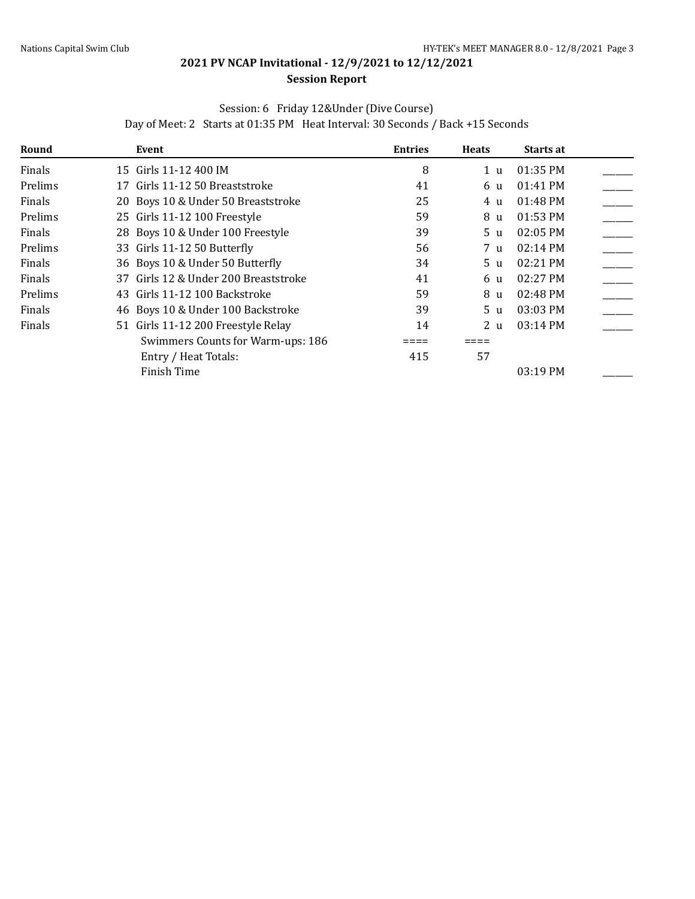## 2021 PV NCAP Invitational - 12/9/2021 to 12/12/2021

### Session Report

Session: 6 Friday 12&Under (Dive Course)

Day of Meet: 2 Starts at 01:35 PM Heat Interval: 30 Seconds / Back +15 Seconds

| Round | Event | Entries | Heats | Starts at | |
|---|---|---|---|---|---|
| Finals | 15 Girls 11-12 400 IM | 8 | 1 u | 01:35 PM | ______ |
| Prelims | 17 Girls 11-12 50 Breaststroke | 41 | 6 u | 01:41 PM | ______ |
| Finals | 20 Boys 10 & Under 50 Breaststroke | 25 | 4 u | 01:48 PM | ______ |
| Prelims | 25 Girls 11-12 100 Freestyle | 59 | 8 u | 01:53 PM | ______ |
| Finals | 28 Boys 10 & Under 100 Freestyle | 39 | 5 u | 02:05 PM | ______ |
| Prelims | 33 Girls 11-12 50 Butterfly | 56 | 7 u | 02:14 PM | ______ |
| Finals | 36 Boys 10 & Under 50 Butterfly | 34 | 5 u | 02:21 PM | ______ |
| Finals | 37 Girls 12 & Under 200 Breaststroke | 41 | 6 u | 02:27 PM | ______ |
| Prelims | 43 Girls 11-12 100 Backstroke | 59 | 8 u | 02:48 PM | ______ |
| Finals | 46 Boys 10 & Under 100 Backstroke | 39 | 5 u | 03:03 PM | ______ |
| Finals | 51 Girls 11-12 200 Freestyle Relay | 14 | 2 u | 03:14 PM | ______ |
| | Swimmers Counts for Warm-ups: 186 | ==== | ==== | | |
| | Entry / Heat Totals: | 415 | 57 | | |
| | Finish Time | | | 03:19 PM | ______ |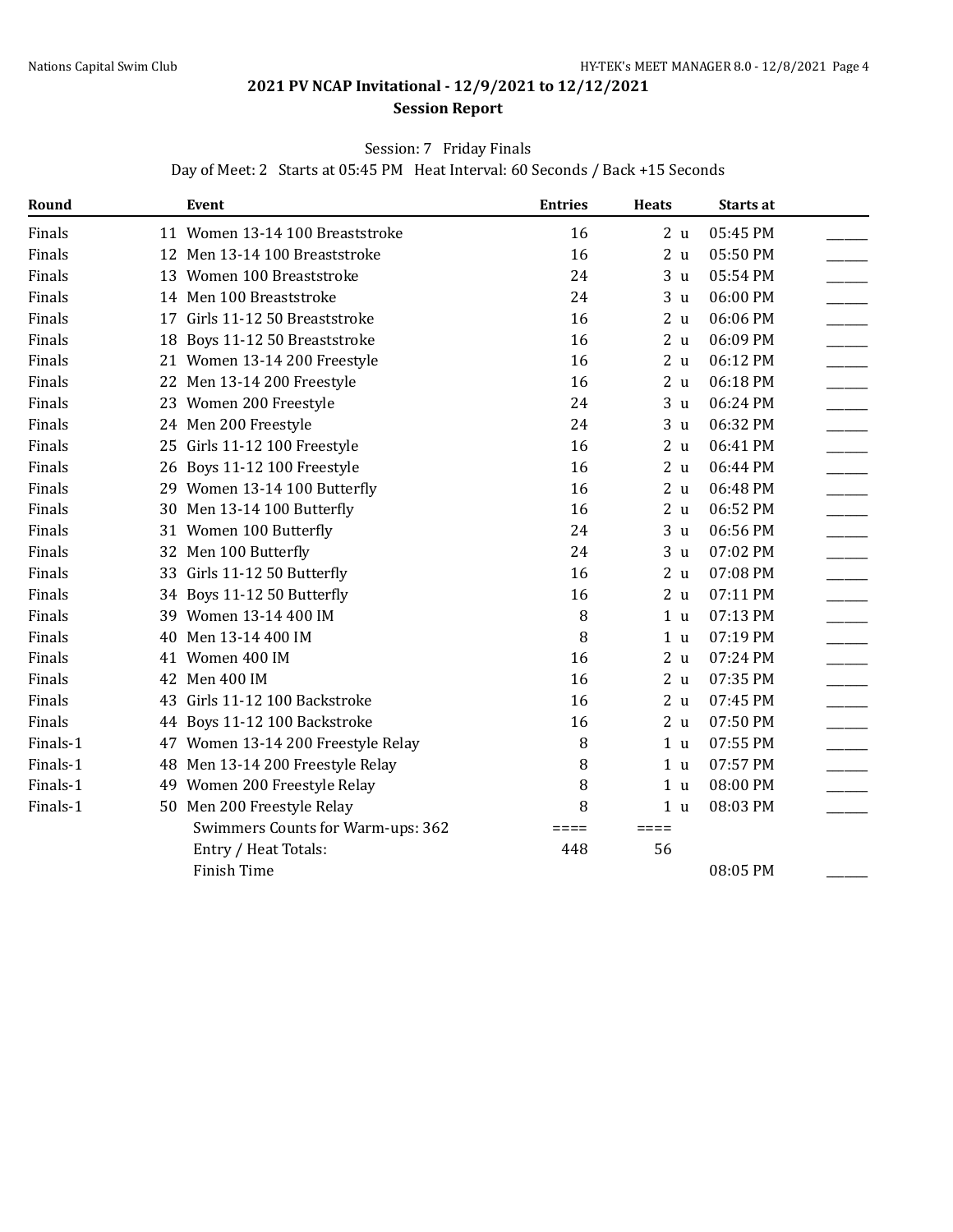## 2021 PV NCAP Invitational - 12/9/2021 to 12/12/2021

### Session Report

Session: 7 Friday Finals

Day of Meet: 2 Starts at 05:45 PM Heat Interval: 60 Seconds / Back +15 Seconds

| Round | Event | Entries | Heats | Starts at | |
|---|---|---|---|---|---|
| Finals | 11 Women 13-14 100 Breaststroke | 16 | 2 u | 05:45 PM | _____ |
| Finals | 12 Men 13-14 100 Breaststroke | 16 | 2 u | 05:50 PM | _____ |
| Finals | 13 Women 100 Breaststroke | 24 | 3 u | 05:54 PM | _____ |
| Finals | 14 Men 100 Breaststroke | 24 | 3 u | 06:00 PM | _____ |
| Finals | 17 Girls 11-12 50 Breaststroke | 16 | 2 u | 06:06 PM | _____ |
| Finals | 18 Boys 11-12 50 Breaststroke | 16 | 2 u | 06:09 PM | _____ |
| Finals | 21 Women 13-14 200 Freestyle | 16 | 2 u | 06:12 PM | _____ |
| Finals | 22 Men 13-14 200 Freestyle | 16 | 2 u | 06:18 PM | _____ |
| Finals | 23 Women 200 Freestyle | 24 | 3 u | 06:24 PM | _____ |
| Finals | 24 Men 200 Freestyle | 24 | 3 u | 06:32 PM | _____ |
| Finals | 25 Girls 11-12 100 Freestyle | 16 | 2 u | 06:41 PM | _____ |
| Finals | 26 Boys 11-12 100 Freestyle | 16 | 2 u | 06:44 PM | _____ |
| Finals | 29 Women 13-14 100 Butterfly | 16 | 2 u | 06:48 PM | _____ |
| Finals | 30 Men 13-14 100 Butterfly | 16 | 2 u | 06:52 PM | _____ |
| Finals | 31 Women 100 Butterfly | 24 | 3 u | 06:56 PM | _____ |
| Finals | 32 Men 100 Butterfly | 24 | 3 u | 07:02 PM | _____ |
| Finals | 33 Girls 11-12 50 Butterfly | 16 | 2 u | 07:08 PM | _____ |
| Finals | 34 Boys 11-12 50 Butterfly | 16 | 2 u | 07:11 PM | _____ |
| Finals | 39 Women 13-14 400 IM | 8 | 1 u | 07:13 PM | _____ |
| Finals | 40 Men 13-14 400 IM | 8 | 1 u | 07:19 PM | _____ |
| Finals | 41 Women 400 IM | 16 | 2 u | 07:24 PM | _____ |
| Finals | 42 Men 400 IM | 16 | 2 u | 07:35 PM | _____ |
| Finals | 43 Girls 11-12 100 Backstroke | 16 | 2 u | 07:45 PM | _____ |
| Finals | 44 Boys 11-12 100 Backstroke | 16 | 2 u | 07:50 PM | _____ |
| Finals-1 | 47 Women 13-14 200 Freestyle Relay | 8 | 1 u | 07:55 PM | _____ |
| Finals-1 | 48 Men 13-14 200 Freestyle Relay | 8 | 1 u | 07:57 PM | _____ |
| Finals-1 | 49 Women 200 Freestyle Relay | 8 | 1 u | 08:00 PM | _____ |
| Finals-1 | 50 Men 200 Freestyle Relay | 8 | 1 u | 08:03 PM | _____ |
| | Swimmers Counts for Warm-ups: 362 | ==== | ==== | | |
| | Entry / Heat Totals: | 448 | 56 | | |
| | Finish Time | | | 08:05 PM | _____ |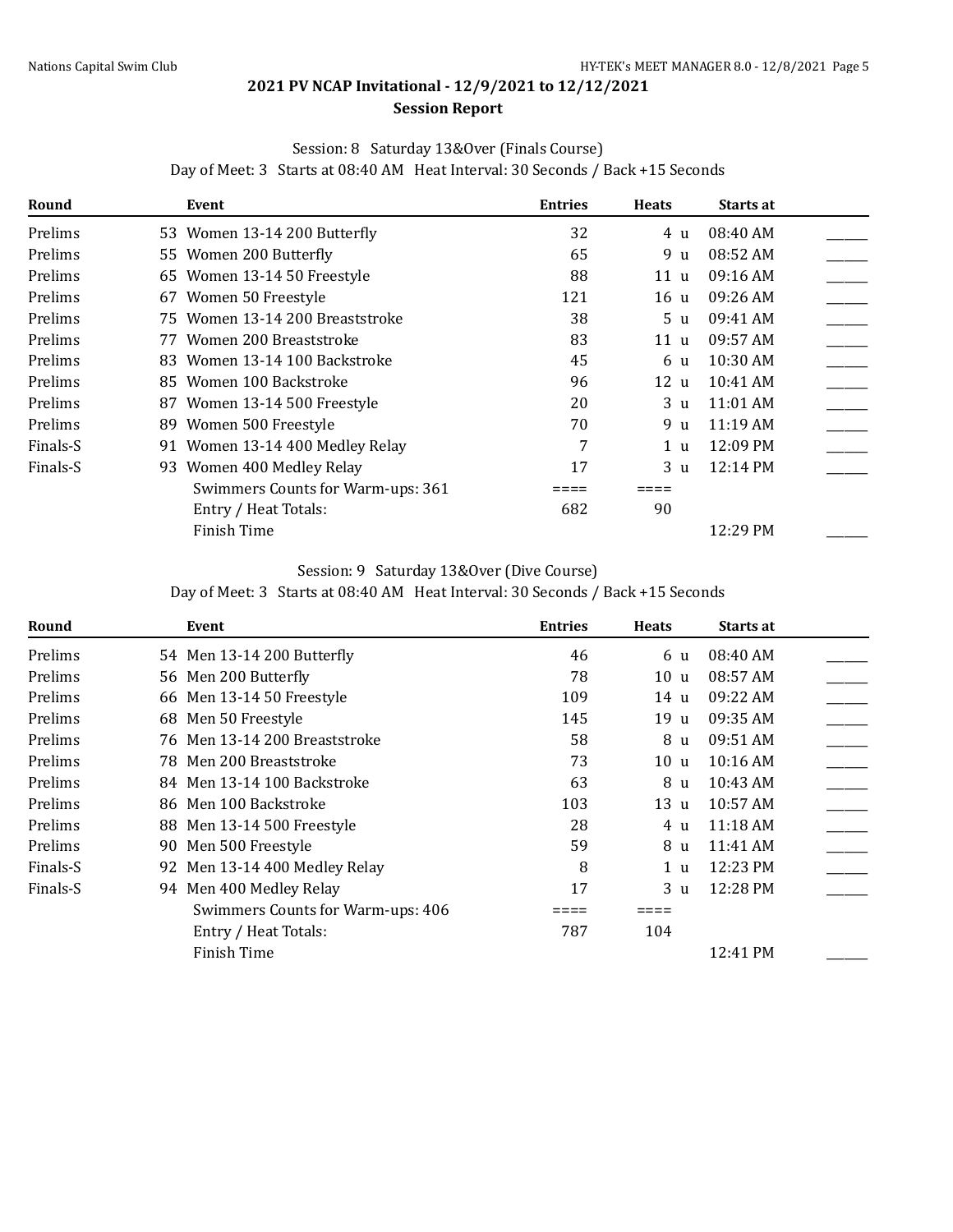## 2021 PV NCAP Invitational - 12/9/2021 to 12/12/2021

### Session Report

Session: 8 Saturday 13&Over (Finals Course)

Day of Meet: 3 Starts at 08:40 AM Heat Interval: 30 Seconds / Back +15 Seconds

| Round | Event | Entries | Heats | Starts at | |
|---|---|---|---|---|---|
| Prelims | 53 Women 13-14 200 Butterfly | 32 | 4 u | 08:40 AM | ______ |
| Prelims | 55 Women 200 Butterfly | 65 | 9 u | 08:52 AM | ______ |
| Prelims | 65 Women 13-14 50 Freestyle | 88 | 11 u | 09:16 AM | ______ |
| Prelims | 67 Women 50 Freestyle | 121 | 16 u | 09:26 AM | ______ |
| Prelims | 75 Women 13-14 200 Breaststroke | 38 | 5 u | 09:41 AM | ______ |
| Prelims | 77 Women 200 Breaststroke | 83 | 11 u | 09:57 AM | ______ |
| Prelims | 83 Women 13-14 100 Backstroke | 45 | 6 u | 10:30 AM | ______ |
| Prelims | 85 Women 100 Backstroke | 96 | 12 u | 10:41 AM | ______ |
| Prelims | 87 Women 13-14 500 Freestyle | 20 | 3 u | 11:01 AM | ______ |
| Prelims | 89 Women 500 Freestyle | 70 | 9 u | 11:19 AM | ______ |
| Finals-S | 91 Women 13-14 400 Medley Relay | 7 | 1 u | 12:09 PM | ______ |
| Finals-S | 93 Women 400 Medley Relay | 17 | 3 u | 12:14 PM | ______ |
| | Swimmers Counts for Warm-ups: 361 | ==== | ==== | | |
| | Entry / Heat Totals: | 682 | 90 | | |
| | Finish Time | | | 12:29 PM | ______ |

Session: 9 Saturday 13&Over (Dive Course)

Day of Meet: 3 Starts at 08:40 AM Heat Interval: 30 Seconds / Back +15 Seconds

| Round | Event | Entries | Heats | Starts at | |
|---|---|---|---|---|---|
| Prelims | 54 Men 13-14 200 Butterfly | 46 | 6 u | 08:40 AM | ______ |
| Prelims | 56 Men 200 Butterfly | 78 | 10 u | 08:57 AM | ______ |
| Prelims | 66 Men 13-14 50 Freestyle | 109 | 14 u | 09:22 AM | ______ |
| Prelims | 68 Men 50 Freestyle | 145 | 19 u | 09:35 AM | ______ |
| Prelims | 76 Men 13-14 200 Breaststroke | 58 | 8 u | 09:51 AM | ______ |
| Prelims | 78 Men 200 Breaststroke | 73 | 10 u | 10:16 AM | ______ |
| Prelims | 84 Men 13-14 100 Backstroke | 63 | 8 u | 10:43 AM | ______ |
| Prelims | 86 Men 100 Backstroke | 103 | 13 u | 10:57 AM | ______ |
| Prelims | 88 Men 13-14 500 Freestyle | 28 | 4 u | 11:18 AM | ______ |
| Prelims | 90 Men 500 Freestyle | 59 | 8 u | 11:41 AM | ______ |
| Finals-S | 92 Men 13-14 400 Medley Relay | 8 | 1 u | 12:23 PM | ______ |
| Finals-S | 94 Men 400 Medley Relay | 17 | 3 u | 12:28 PM | ______ |
| | Swimmers Counts for Warm-ups: 406 | ==== | ==== | | |
| | Entry / Heat Totals: | 787 | 104 | | |
| | Finish Time | | | 12:41 PM | ______ |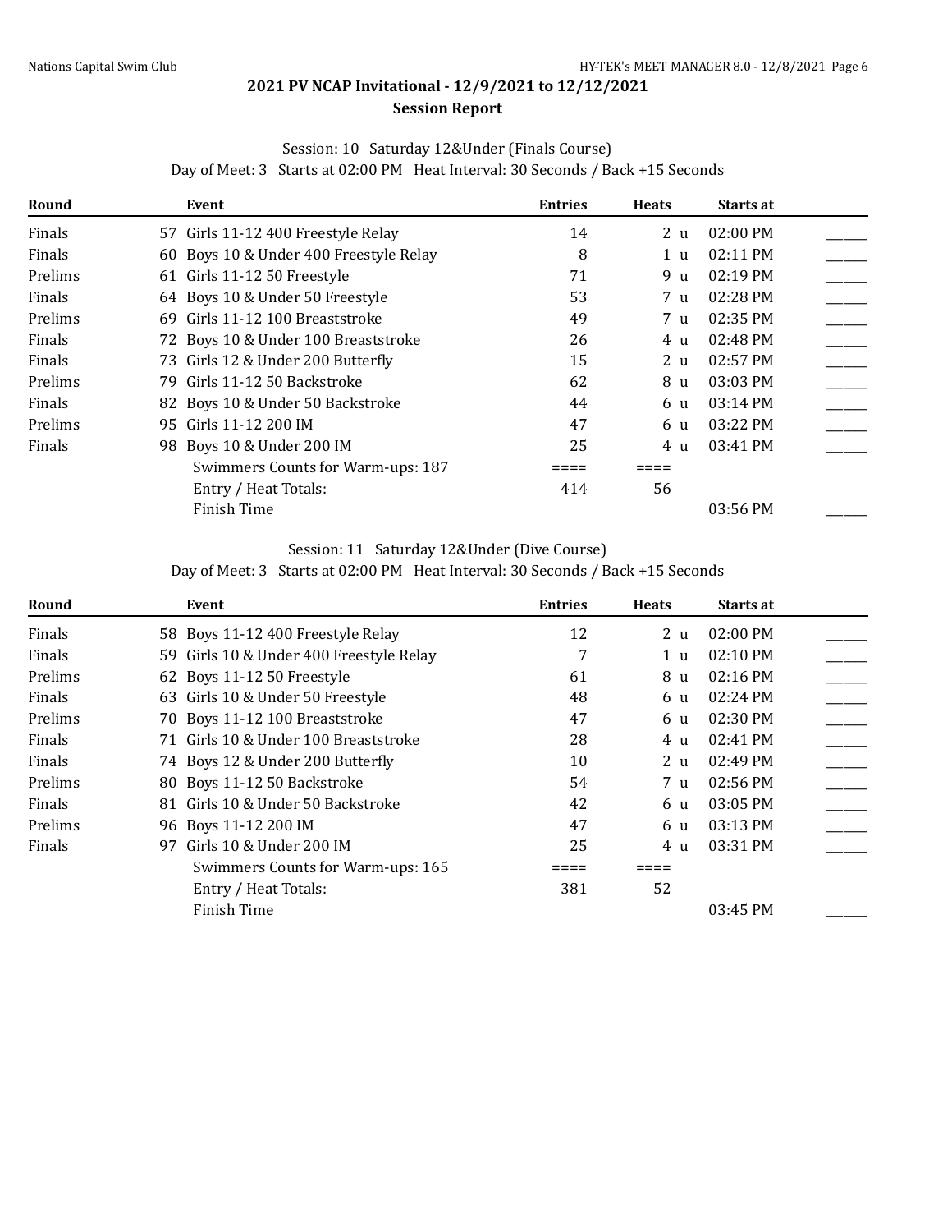## 2021 PV NCAP Invitational - 12/9/2021 to 12/12/2021

### Session Report

Session: 10 Saturday 12&Under (Finals Course)
Day of Meet: 3 Starts at 02:00 PM Heat Interval: 30 Seconds / Back +15 Seconds

| Round | Event | Entries | Heats | Starts at | |
|---|---|---|---|---|---|
| Finals | 57 Girls 11-12 400 Freestyle Relay | 14 | 2 u | 02:00 PM | ______ |
| Finals | 60 Boys 10 & Under 400 Freestyle Relay | 8 | 1 u | 02:11 PM | ______ |
| Prelims | 61 Girls 11-12 50 Freestyle | 71 | 9 u | 02:19 PM | ______ |
| Finals | 64 Boys 10 & Under 50 Freestyle | 53 | 7 u | 02:28 PM | ______ |
| Prelims | 69 Girls 11-12 100 Breaststroke | 49 | 7 u | 02:35 PM | ______ |
| Finals | 72 Boys 10 & Under 100 Breaststroke | 26 | 4 u | 02:48 PM | ______ |
| Finals | 73 Girls 12 & Under 200 Butterfly | 15 | 2 u | 02:57 PM | ______ |
| Prelims | 79 Girls 11-12 50 Backstroke | 62 | 8 u | 03:03 PM | ______ |
| Finals | 82 Boys 10 & Under 50 Backstroke | 44 | 6 u | 03:14 PM | ______ |
| Prelims | 95 Girls 11-12 200 IM | 47 | 6 u | 03:22 PM | ______ |
| Finals | 98 Boys 10 & Under 200 IM | 25 | 4 u | 03:41 PM | ______ |
| | Swimmers Counts for Warm-ups: 187 | ==== | ==== | | |
| | Entry / Heat Totals: | 414 | 56 | | |
| | Finish Time | | | 03:56 PM | ______ |

Session: 11 Saturday 12&Under (Dive Course)
Day of Meet: 3 Starts at 02:00 PM Heat Interval: 30 Seconds / Back +15 Seconds

| Round | Event | Entries | Heats | Starts at | |
|---|---|---|---|---|---|
| Finals | 58 Boys 11-12 400 Freestyle Relay | 12 | 2 u | 02:00 PM | ______ |
| Finals | 59 Girls 10 & Under 400 Freestyle Relay | 7 | 1 u | 02:10 PM | ______ |
| Prelims | 62 Boys 11-12 50 Freestyle | 61 | 8 u | 02:16 PM | ______ |
| Finals | 63 Girls 10 & Under 50 Freestyle | 48 | 6 u | 02:24 PM | ______ |
| Prelims | 70 Boys 11-12 100 Breaststroke | 47 | 6 u | 02:30 PM | ______ |
| Finals | 71 Girls 10 & Under 100 Breaststroke | 28 | 4 u | 02:41 PM | ______ |
| Finals | 74 Boys 12 & Under 200 Butterfly | 10 | 2 u | 02:49 PM | ______ |
| Prelims | 80 Boys 11-12 50 Backstroke | 54 | 7 u | 02:56 PM | ______ |
| Finals | 81 Girls 10 & Under 50 Backstroke | 42 | 6 u | 03:05 PM | ______ |
| Prelims | 96 Boys 11-12 200 IM | 47 | 6 u | 03:13 PM | ______ |
| Finals | 97 Girls 10 & Under 200 IM | 25 | 4 u | 03:31 PM | ______ |
| | Swimmers Counts for Warm-ups: 165 | ==== | ==== | | |
| | Entry / Heat Totals: | 381 | 52 | | |
| | Finish Time | | | 03:45 PM | ______ |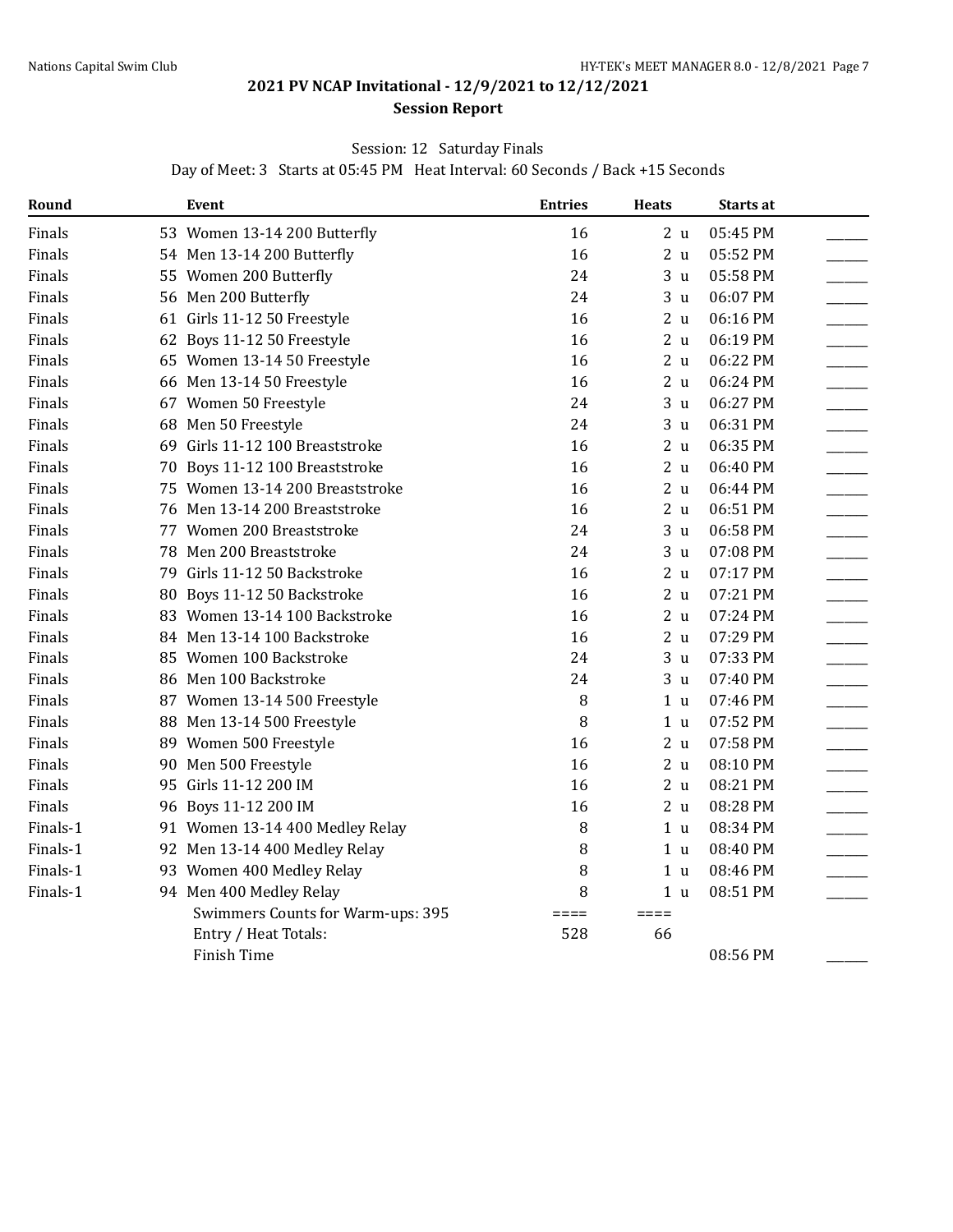# 2021 PV NCAP Invitational - 12/9/2021 to 12/12/2021

## Session Report

Session: 12 Saturday Finals

Day of Meet: 3 Starts at 05:45 PM Heat Interval: 60 Seconds / Back +15 Seconds

| Round | Event | Entries | Heats | Starts at | |
|---|---|---|---|---|---|
| Finals | 53 Women 13-14 200 Butterfly | 16 | 2 u | 05:45 PM | ______ |
| Finals | 54 Men 13-14 200 Butterfly | 16 | 2 u | 05:52 PM | ______ |
| Finals | 55 Women 200 Butterfly | 24 | 3 u | 05:58 PM | ______ |
| Finals | 56 Men 200 Butterfly | 24 | 3 u | 06:07 PM | ______ |
| Finals | 61 Girls 11-12 50 Freestyle | 16 | 2 u | 06:16 PM | ______ |
| Finals | 62 Boys 11-12 50 Freestyle | 16 | 2 u | 06:19 PM | ______ |
| Finals | 65 Women 13-14 50 Freestyle | 16 | 2 u | 06:22 PM | ______ |
| Finals | 66 Men 13-14 50 Freestyle | 16 | 2 u | 06:24 PM | ______ |
| Finals | 67 Women 50 Freestyle | 24 | 3 u | 06:27 PM | ______ |
| Finals | 68 Men 50 Freestyle | 24 | 3 u | 06:31 PM | ______ |
| Finals | 69 Girls 11-12 100 Breaststroke | 16 | 2 u | 06:35 PM | ______ |
| Finals | 70 Boys 11-12 100 Breaststroke | 16 | 2 u | 06:40 PM | ______ |
| Finals | 75 Women 13-14 200 Breaststroke | 16 | 2 u | 06:44 PM | ______ |
| Finals | 76 Men 13-14 200 Breaststroke | 16 | 2 u | 06:51 PM | ______ |
| Finals | 77 Women 200 Breaststroke | 24 | 3 u | 06:58 PM | ______ |
| Finals | 78 Men 200 Breaststroke | 24 | 3 u | 07:08 PM | ______ |
| Finals | 79 Girls 11-12 50 Backstroke | 16 | 2 u | 07:17 PM | ______ |
| Finals | 80 Boys 11-12 50 Backstroke | 16 | 2 u | 07:21 PM | ______ |
| Finals | 83 Women 13-14 100 Backstroke | 16 | 2 u | 07:24 PM | ______ |
| Finals | 84 Men 13-14 100 Backstroke | 16 | 2 u | 07:29 PM | ______ |
| Finals | 85 Women 100 Backstroke | 24 | 3 u | 07:33 PM | ______ |
| Finals | 86 Men 100 Backstroke | 24 | 3 u | 07:40 PM | ______ |
| Finals | 87 Women 13-14 500 Freestyle | 8 | 1 u | 07:46 PM | ______ |
| Finals | 88 Men 13-14 500 Freestyle | 8 | 1 u | 07:52 PM | ______ |
| Finals | 89 Women 500 Freestyle | 16 | 2 u | 07:58 PM | ______ |
| Finals | 90 Men 500 Freestyle | 16 | 2 u | 08:10 PM | ______ |
| Finals | 95 Girls 11-12 200 IM | 16 | 2 u | 08:21 PM | ______ |
| Finals | 96 Boys 11-12 200 IM | 16 | 2 u | 08:28 PM | ______ |
| Finals-1 | 91 Women 13-14 400 Medley Relay | 8 | 1 u | 08:34 PM | ______ |
| Finals-1 | 92 Men 13-14 400 Medley Relay | 8 | 1 u | 08:40 PM | ______ |
| Finals-1 | 93 Women 400 Medley Relay | 8 | 1 u | 08:46 PM | ______ |
| Finals-1 | 94 Men 400 Medley Relay | 8 | 1 u | 08:51 PM | ______ |
| | Swimmers Counts for Warm-ups: 395 | ==== | ==== | | |
| | Entry / Heat Totals: | 528 | 66 | | |
| | Finish Time | | | 08:56 PM | ______ |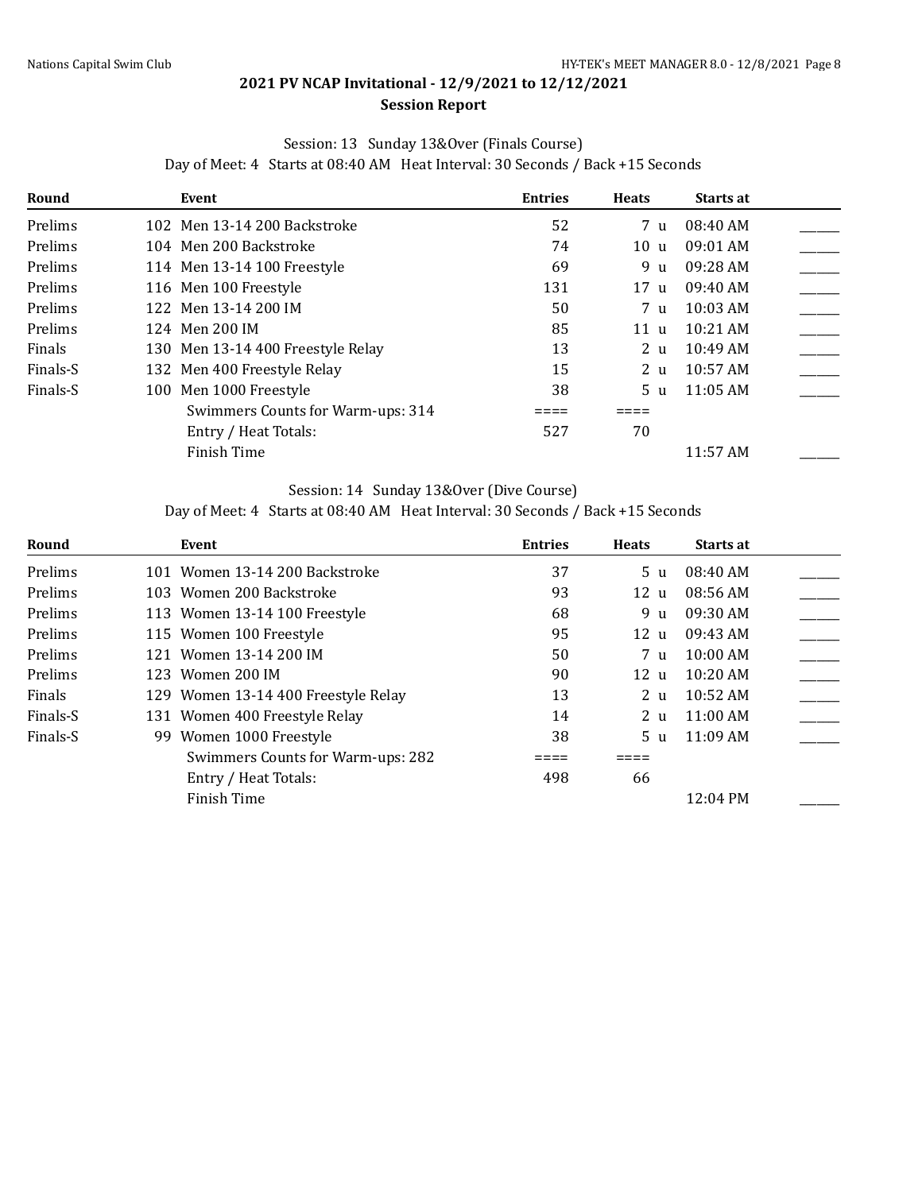## 2021 PV NCAP Invitational - 12/9/2021 to 12/12/2021

### Session Report

Session: 13 Sunday 13&Over (Finals Course)

Day of Meet: 4 Starts at 08:40 AM Heat Interval: 30 Seconds / Back +15 Seconds

| Round | Event | Entries | Heats | Starts at | |
|---|---|---|---|---|---|
| Prelims | 102 Men 13-14 200 Backstroke | 52 | 7 u | 08:40 AM | ______ |
| Prelims | 104 Men 200 Backstroke | 74 | 10 u | 09:01 AM | ______ |
| Prelims | 114 Men 13-14 100 Freestyle | 69 | 9 u | 09:28 AM | ______ |
| Prelims | 116 Men 100 Freestyle | 131 | 17 u | 09:40 AM | ______ |
| Prelims | 122 Men 13-14 200 IM | 50 | 7 u | 10:03 AM | ______ |
| Prelims | 124 Men 200 IM | 85 | 11 u | 10:21 AM | ______ |
| Finals | 130 Men 13-14 400 Freestyle Relay | 13 | 2 u | 10:49 AM | ______ |
| Finals-S | 132 Men 400 Freestyle Relay | 15 | 2 u | 10:57 AM | ______ |
| Finals-S | 100 Men 1000 Freestyle | 38 | 5 u | 11:05 AM | ______ |
| | Swimmers Counts for Warm-ups: 314 | ==== | ==== | | |
| | Entry / Heat Totals: | 527 | 70 | | |
| | Finish Time | | | 11:57 AM | ______ |

Session: 14 Sunday 13&Over (Dive Course)

Day of Meet: 4 Starts at 08:40 AM Heat Interval: 30 Seconds / Back +15 Seconds

| Round | Event | Entries | Heats | Starts at | |
|---|---|---|---|---|---|
| Prelims | 101 Women 13-14 200 Backstroke | 37 | 5 u | 08:40 AM | ______ |
| Prelims | 103 Women 200 Backstroke | 93 | 12 u | 08:56 AM | ______ |
| Prelims | 113 Women 13-14 100 Freestyle | 68 | 9 u | 09:30 AM | ______ |
| Prelims | 115 Women 100 Freestyle | 95 | 12 u | 09:43 AM | ______ |
| Prelims | 121 Women 13-14 200 IM | 50 | 7 u | 10:00 AM | ______ |
| Prelims | 123 Women 200 IM | 90 | 12 u | 10:20 AM | ______ |
| Finals | 129 Women 13-14 400 Freestyle Relay | 13 | 2 u | 10:52 AM | ______ |
| Finals-S | 131 Women 400 Freestyle Relay | 14 | 2 u | 11:00 AM | ______ |
| Finals-S | 99 Women 1000 Freestyle | 38 | 5 u | 11:09 AM | ______ |
| | Swimmers Counts for Warm-ups: 282 | ==== | ==== | | |
| | Entry / Heat Totals: | 498 | 66 | | |
| | Finish Time | | | 12:04 PM | ______ |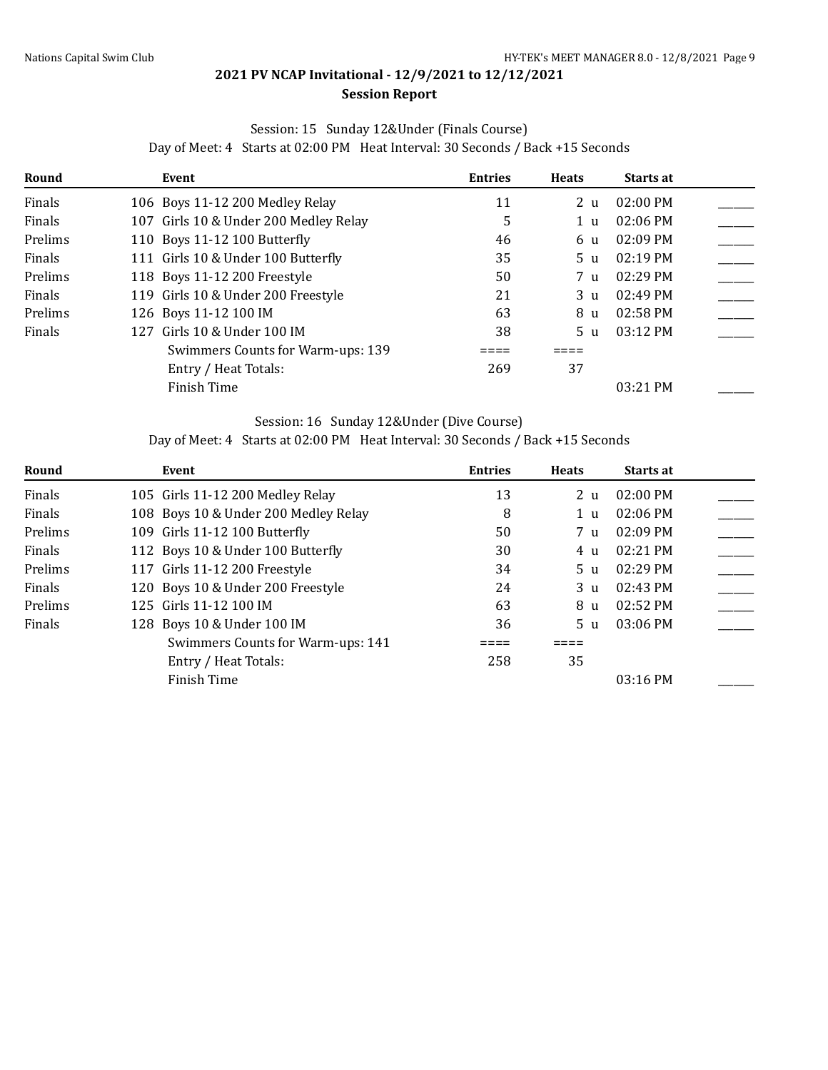## 2021 PV NCAP Invitational - 12/9/2021 to 12/12/2021

### Session Report

Session: 15 Sunday 12&Under (Finals Course)

Day of Meet: 4 Starts at 02:00 PM Heat Interval: 30 Seconds / Back +15 Seconds

| Round | Event | Entries | Heats | Starts at | |
|---|---|---|---|---|---|
| Finals | 106 Boys 11-12 200 Medley Relay | 11 | 2 u | 02:00 PM | ______ |
| Finals | 107 Girls 10 & Under 200 Medley Relay | 5 | 1 u | 02:06 PM | ______ |
| Prelims | 110 Boys 11-12 100 Butterfly | 46 | 6 u | 02:09 PM | ______ |
| Finals | 111 Girls 10 & Under 100 Butterfly | 35 | 5 u | 02:19 PM | ______ |
| Prelims | 118 Boys 11-12 200 Freestyle | 50 | 7 u | 02:29 PM | ______ |
| Finals | 119 Girls 10 & Under 200 Freestyle | 21 | 3 u | 02:49 PM | ______ |
| Prelims | 126 Boys 11-12 100 IM | 63 | 8 u | 02:58 PM | ______ |
| Finals | 127 Girls 10 & Under 100 IM | 38 | 5 u | 03:12 PM | ______ |
| | Swimmers Counts for Warm-ups: 139 | ==== | ==== | | |
| | Entry / Heat Totals: | 269 | 37 | | |
| | Finish Time | | | 03:21 PM | ______ |

Session: 16 Sunday 12&Under (Dive Course)

Day of Meet: 4 Starts at 02:00 PM Heat Interval: 30 Seconds / Back +15 Seconds

| Round | Event | Entries | Heats | Starts at | |
|---|---|---|---|---|---|
| Finals | 105 Girls 11-12 200 Medley Relay | 13 | 2 u | 02:00 PM | ______ |
| Finals | 108 Boys 10 & Under 200 Medley Relay | 8 | 1 u | 02:06 PM | ______ |
| Prelims | 109 Girls 11-12 100 Butterfly | 50 | 7 u | 02:09 PM | ______ |
| Finals | 112 Boys 10 & Under 100 Butterfly | 30 | 4 u | 02:21 PM | ______ |
| Prelims | 117 Girls 11-12 200 Freestyle | 34 | 5 u | 02:29 PM | ______ |
| Finals | 120 Boys 10 & Under 200 Freestyle | 24 | 3 u | 02:43 PM | ______ |
| Prelims | 125 Girls 11-12 100 IM | 63 | 8 u | 02:52 PM | ______ |
| Finals | 128 Boys 10 & Under 100 IM | 36 | 5 u | 03:06 PM | ______ |
| | Swimmers Counts for Warm-ups: 141 | ==== | ==== | | |
| | Entry / Heat Totals: | 258 | 35 | | |
| | Finish Time | | | 03:16 PM | ______ |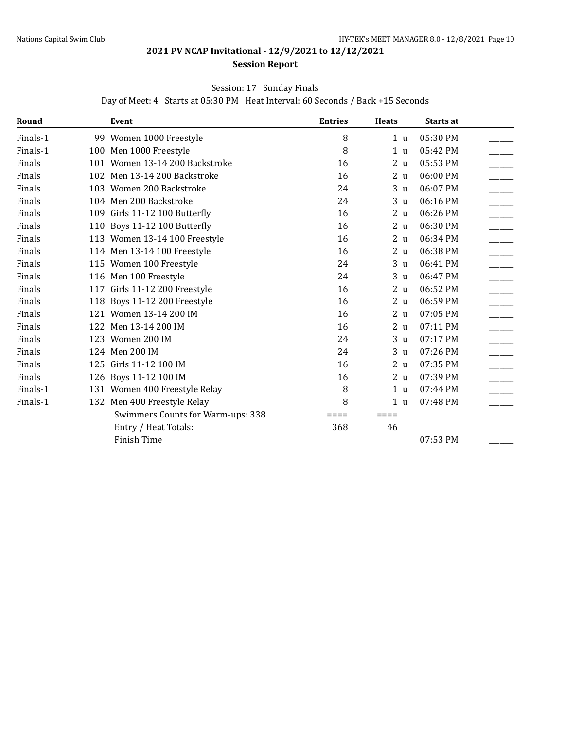## 2021 PV NCAP Invitational - 12/9/2021 to 12/12/2021

### Session Report

Session: 17 Sunday Finals

Day of Meet: 4 Starts at 05:30 PM Heat Interval: 60 Seconds / Back +15 Seconds

| Round | | Event | Entries | Heats | | Starts at | |
|---|---|---|---|---|---|---|---|
| Finals-1 | 99 | Women 1000 Freestyle | 8 | 1 | u | 05:30 PM | ______ |
| Finals-1 | 100 | Men 1000 Freestyle | 8 | 1 | u | 05:42 PM | ______ |
| Finals | 101 | Women 13-14 200 Backstroke | 16 | 2 | u | 05:53 PM | ______ |
| Finals | 102 | Men 13-14 200 Backstroke | 16 | 2 | u | 06:00 PM | ______ |
| Finals | 103 | Women 200 Backstroke | 24 | 3 | u | 06:07 PM | ______ |
| Finals | 104 | Men 200 Backstroke | 24 | 3 | u | 06:16 PM | ______ |
| Finals | 109 | Girls 11-12 100 Butterfly | 16 | 2 | u | 06:26 PM | ______ |
| Finals | 110 | Boys 11-12 100 Butterfly | 16 | 2 | u | 06:30 PM | ______ |
| Finals | 113 | Women 13-14 100 Freestyle | 16 | 2 | u | 06:34 PM | ______ |
| Finals | 114 | Men 13-14 100 Freestyle | 16 | 2 | u | 06:38 PM | ______ |
| Finals | 115 | Women 100 Freestyle | 24 | 3 | u | 06:41 PM | ______ |
| Finals | 116 | Men 100 Freestyle | 24 | 3 | u | 06:47 PM | ______ |
| Finals | 117 | Girls 11-12 200 Freestyle | 16 | 2 | u | 06:52 PM | ______ |
| Finals | 118 | Boys 11-12 200 Freestyle | 16 | 2 | u | 06:59 PM | ______ |
| Finals | 121 | Women 13-14 200 IM | 16 | 2 | u | 07:05 PM | ______ |
| Finals | 122 | Men 13-14 200 IM | 16 | 2 | u | 07:11 PM | ______ |
| Finals | 123 | Women 200 IM | 24 | 3 | u | 07:17 PM | ______ |
| Finals | 124 | Men 200 IM | 24 | 3 | u | 07:26 PM | ______ |
| Finals | 125 | Girls 11-12 100 IM | 16 | 2 | u | 07:35 PM | ______ |
| Finals | 126 | Boys 11-12 100 IM | 16 | 2 | u | 07:39 PM | ______ |
| Finals-1 | 131 | Women 400 Freestyle Relay | 8 | 1 | u | 07:44 PM | ______ |
| Finals-1 | 132 | Men 400 Freestyle Relay | 8 | 1 | u | 07:48 PM | ______ |
| | | Swimmers Counts for Warm-ups: 338 | ==== | ==== | | | |
| | | Entry / Heat Totals: | 368 | 46 | | | |
| | | Finish Time | | | | 07:53 PM | ______ |